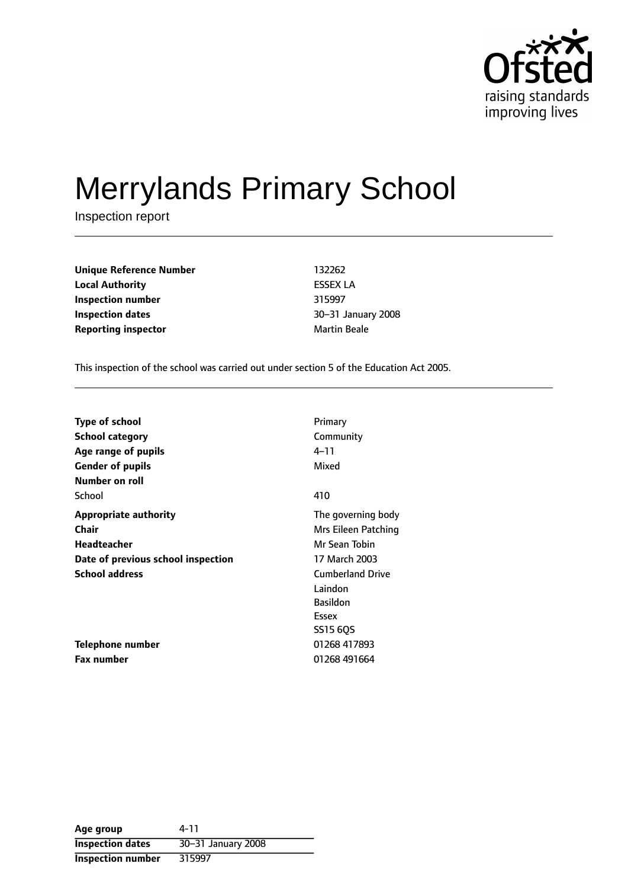# Merrylands Primary School

Inspection report

| | |
|---|---|
| **Unique Reference Number** | 132262 |
| **Local Authority** | ESSEX LA |
| **Inspection number** | 315997 |
| **Inspection dates** | 30–31 January 2008 |
| **Reporting inspector** | Martin Beale |

This inspection of the school was carried out under section 5 of the Education Act 2005.

| | |
|---|---|
| **Type of school** | Primary |
| **School category** | Community |
| **Age range of pupils** | 4–11 |
| **Gender of pupils** | Mixed |
| **Number on roll** | |
| School | 410 |
| **Appropriate authority** | The governing body |
| **Chair** | Mrs Eileen Patching |
| **Headteacher** | Mr Sean Tobin |
| **Date of previous school inspection** | 17 March 2003 |
| **School address** | Cumberland Drive<br>Laindon<br>Basildon<br>Essex<br>SS15 6QS |
| **Telephone number** | 01268 417893 |
| **Fax number** | 01268 491664 |

| | |
|---|---|
| **Age group** | 4-11 |
| **Inspection dates** | 30–31 January 2008 |
| **Inspection number** | 315997 |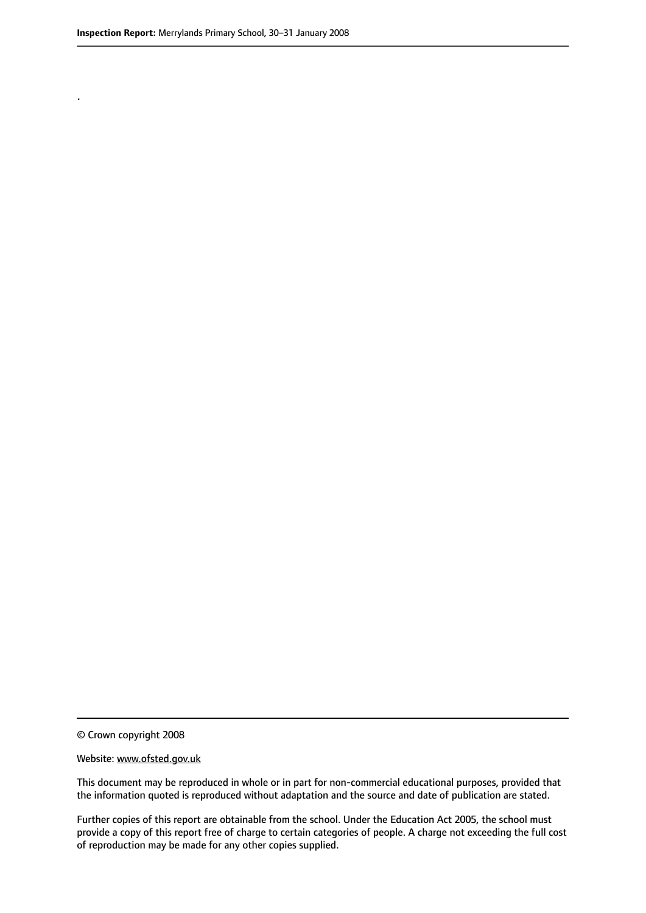.

© Crown copyright 2008

Website: www.ofsted.gov.uk

This document may be reproduced in whole or in part for non-commercial educational purposes, provided that the information quoted is reproduced without adaptation and the source and date of publication are stated.

Further copies of this report are obtainable from the school. Under the Education Act 2005, the school must provide a copy of this report free of charge to certain categories of people. A charge not exceeding the full cost of reproduction may be made for any other copies supplied.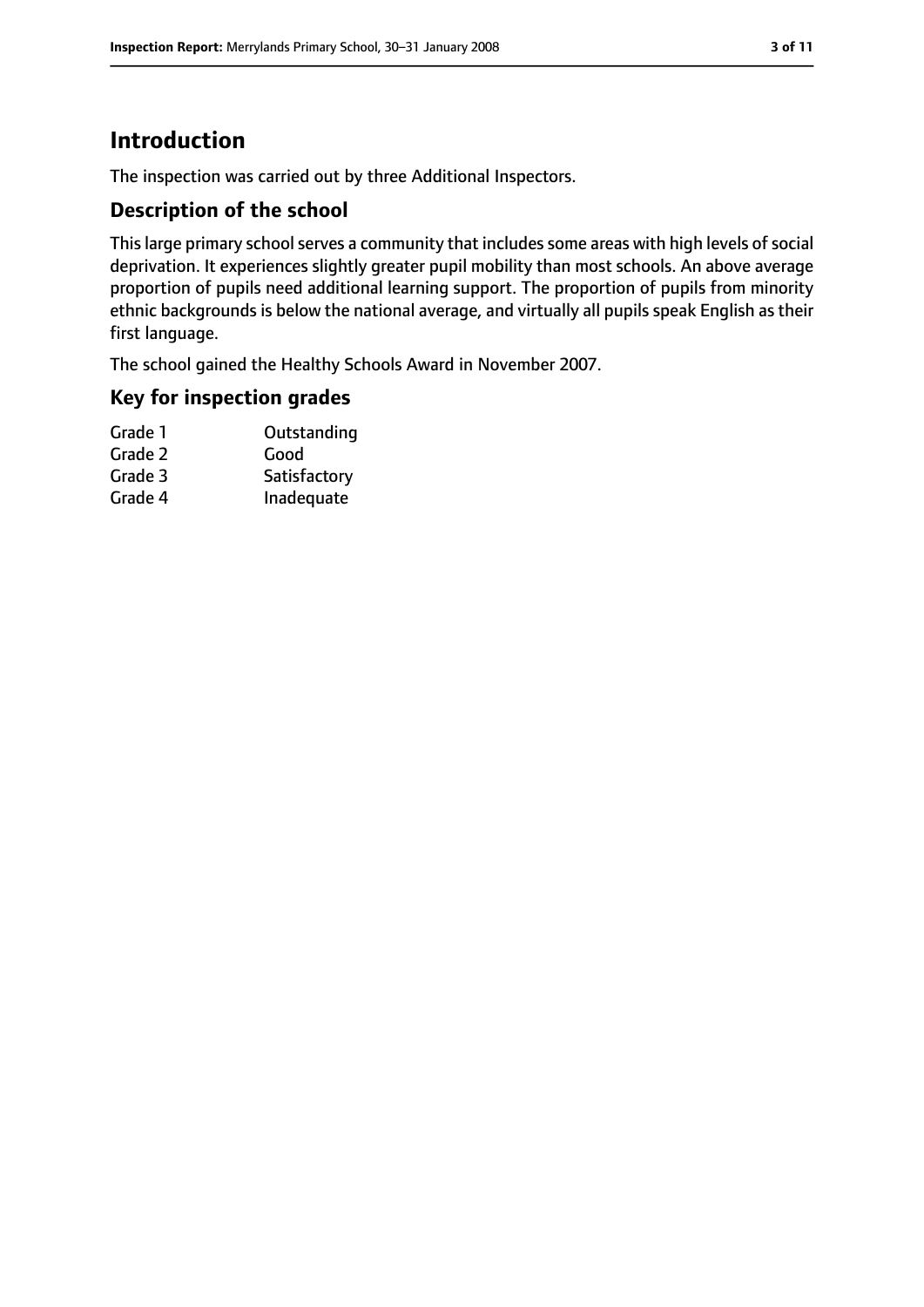# Introduction

The inspection was carried out by three Additional Inspectors.

## Description of the school

This large primary school serves a community that includes some areas with high levels of social deprivation. It experiences slightly greater pupil mobility than most schools. An above average proportion of pupils need additional learning support. The proportion of pupils from minority ethnic backgrounds is below the national average, and virtually all pupils speak English as their first language.

The school gained the Healthy Schools Award in November 2007.

## Key for inspection grades

| | |
|---|---|
| Grade 1 | Outstanding |
| Grade 2 | Good |
| Grade 3 | Satisfactory |
| Grade 4 | Inadequate |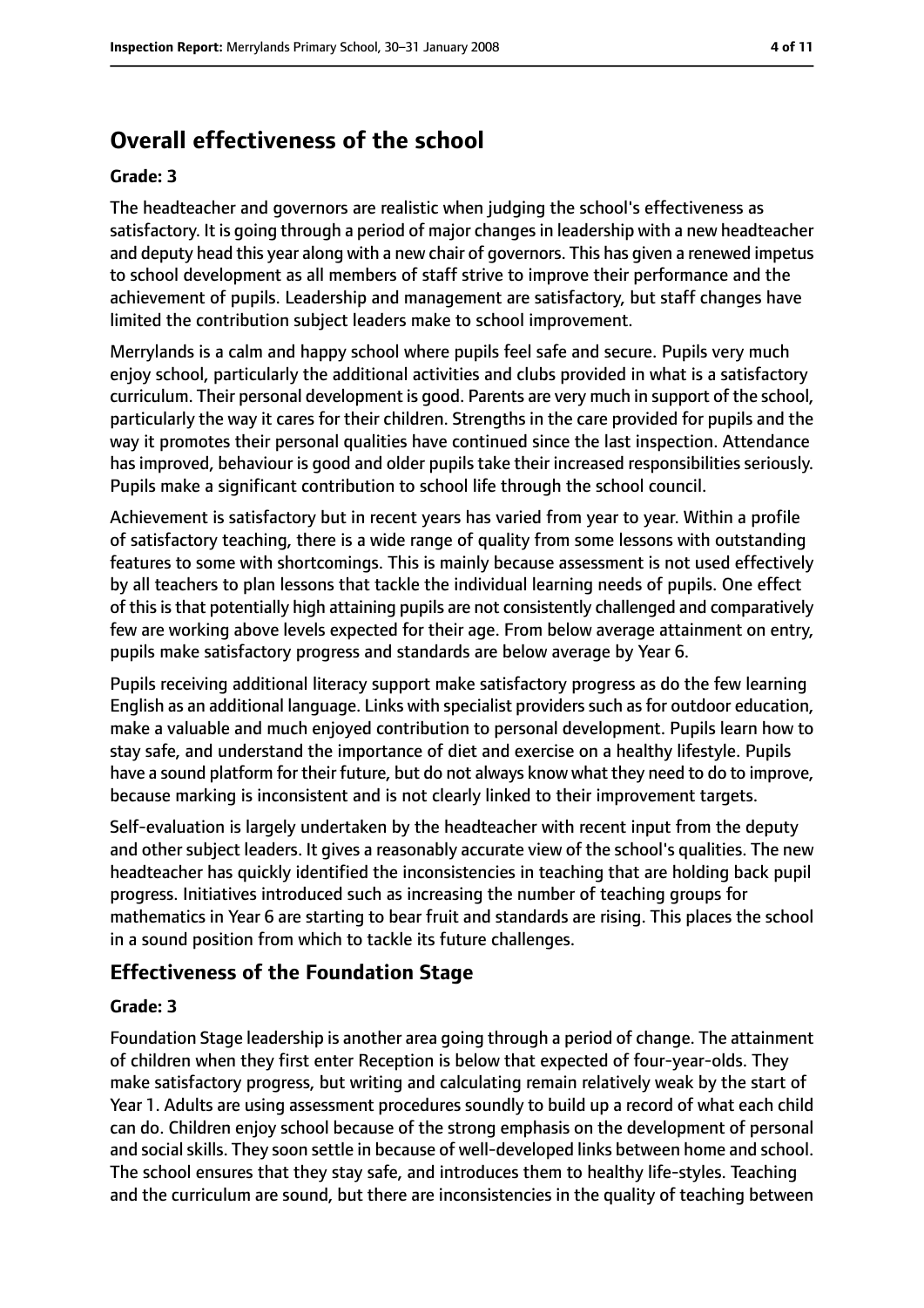## Overall effectiveness of the school

**Grade: 3**

The headteacher and governors are realistic when judging the school's effectiveness as satisfactory. It is going through a period of major changes in leadership with a new headteacher and deputy head this year along with a new chair of governors. This has given a renewed impetus to school development as all members of staff strive to improve their performance and the achievement of pupils. Leadership and management are satisfactory, but staff changes have limited the contribution subject leaders make to school improvement.

Merrylands is a calm and happy school where pupils feel safe and secure. Pupils very much enjoy school, particularly the additional activities and clubs provided in what is a satisfactory curriculum. Their personal development is good. Parents are very much in support of the school, particularly the way it cares for their children. Strengths in the care provided for pupils and the way it promotes their personal qualities have continued since the last inspection. Attendance has improved, behaviour is good and older pupils take their increased responsibilities seriously. Pupils make a significant contribution to school life through the school council.

Achievement is satisfactory but in recent years has varied from year to year. Within a profile of satisfactory teaching, there is a wide range of quality from some lessons with outstanding features to some with shortcomings. This is mainly because assessment is not used effectively by all teachers to plan lessons that tackle the individual learning needs of pupils. One effect of this is that potentially high attaining pupils are not consistently challenged and comparatively few are working above levels expected for their age. From below average attainment on entry, pupils make satisfactory progress and standards are below average by Year 6.

Pupils receiving additional literacy support make satisfactory progress as do the few learning English as an additional language. Links with specialist providers such as for outdoor education, make a valuable and much enjoyed contribution to personal development. Pupils learn how to stay safe, and understand the importance of diet and exercise on a healthy lifestyle. Pupils have a sound platform for their future, but do not always know what they need to do to improve, because marking is inconsistent and is not clearly linked to their improvement targets.

Self-evaluation is largely undertaken by the headteacher with recent input from the deputy and other subject leaders. It gives a reasonably accurate view of the school's qualities. The new headteacher has quickly identified the inconsistencies in teaching that are holding back pupil progress. Initiatives introduced such as increasing the number of teaching groups for mathematics in Year 6 are starting to bear fruit and standards are rising. This places the school in a sound position from which to tackle its future challenges.

### Effectiveness of the Foundation Stage

**Grade: 3**

Foundation Stage leadership is another area going through a period of change. The attainment of children when they first enter Reception is below that expected of four-year-olds. They make satisfactory progress, but writing and calculating remain relatively weak by the start of Year 1. Adults are using assessment procedures soundly to build up a record of what each child can do. Children enjoy school because of the strong emphasis on the development of personal and social skills. They soon settle in because of well-developed links between home and school. The school ensures that they stay safe, and introduces them to healthy life-styles. Teaching and the curriculum are sound, but there are inconsistencies in the quality of teaching between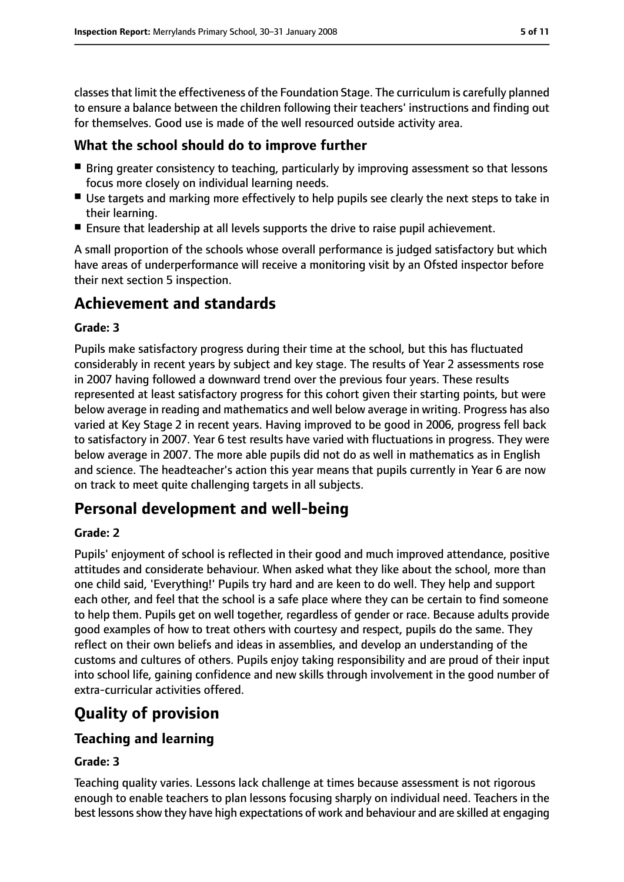classes that limit the effectiveness of the Foundation Stage. The curriculum is carefully planned to ensure a balance between the children following their teachers' instructions and finding out for themselves. Good use is made of the well resourced outside activity area.

## What the school should do to improve further

- Bring greater consistency to teaching, particularly by improving assessment so that lessons focus more closely on individual learning needs.
- Use targets and marking more effectively to help pupils see clearly the next steps to take in their learning.
- Ensure that leadership at all levels supports the drive to raise pupil achievement.

A small proportion of the schools whose overall performance is judged satisfactory but which have areas of underperformance will receive a monitoring visit by an Ofsted inspector before their next section 5 inspection.

# Achievement and standards

### Grade: 3

Pupils make satisfactory progress during their time at the school, but this has fluctuated considerably in recent years by subject and key stage. The results of Year 2 assessments rose in 2007 having followed a downward trend over the previous four years. These results represented at least satisfactory progress for this cohort given their starting points, but were below average in reading and mathematics and well below average in writing. Progress has also varied at Key Stage 2 in recent years. Having improved to be good in 2006, progress fell back to satisfactory in 2007. Year 6 test results have varied with fluctuations in progress. They were below average in 2007. The more able pupils did not do as well in mathematics as in English and science. The headteacher's action this year means that pupils currently in Year 6 are now on track to meet quite challenging targets in all subjects.

# Personal development and well-being

### Grade: 2

Pupils' enjoyment of school is reflected in their good and much improved attendance, positive attitudes and considerate behaviour. When asked what they like about the school, more than one child said, 'Everything!' Pupils try hard and are keen to do well. They help and support each other, and feel that the school is a safe place where they can be certain to find someone to help them. Pupils get on well together, regardless of gender or race. Because adults provide good examples of how to treat others with courtesy and respect, pupils do the same. They reflect on their own beliefs and ideas in assemblies, and develop an understanding of the customs and cultures of others. Pupils enjoy taking responsibility and are proud of their input into school life, gaining confidence and new skills through involvement in the good number of extra-curricular activities offered.

# Quality of provision

## Teaching and learning

### Grade: 3

Teaching quality varies. Lessons lack challenge at times because assessment is not rigorous enough to enable teachers to plan lessons focusing sharply on individual need. Teachers in the best lessons show they have high expectations of work and behaviour and are skilled at engaging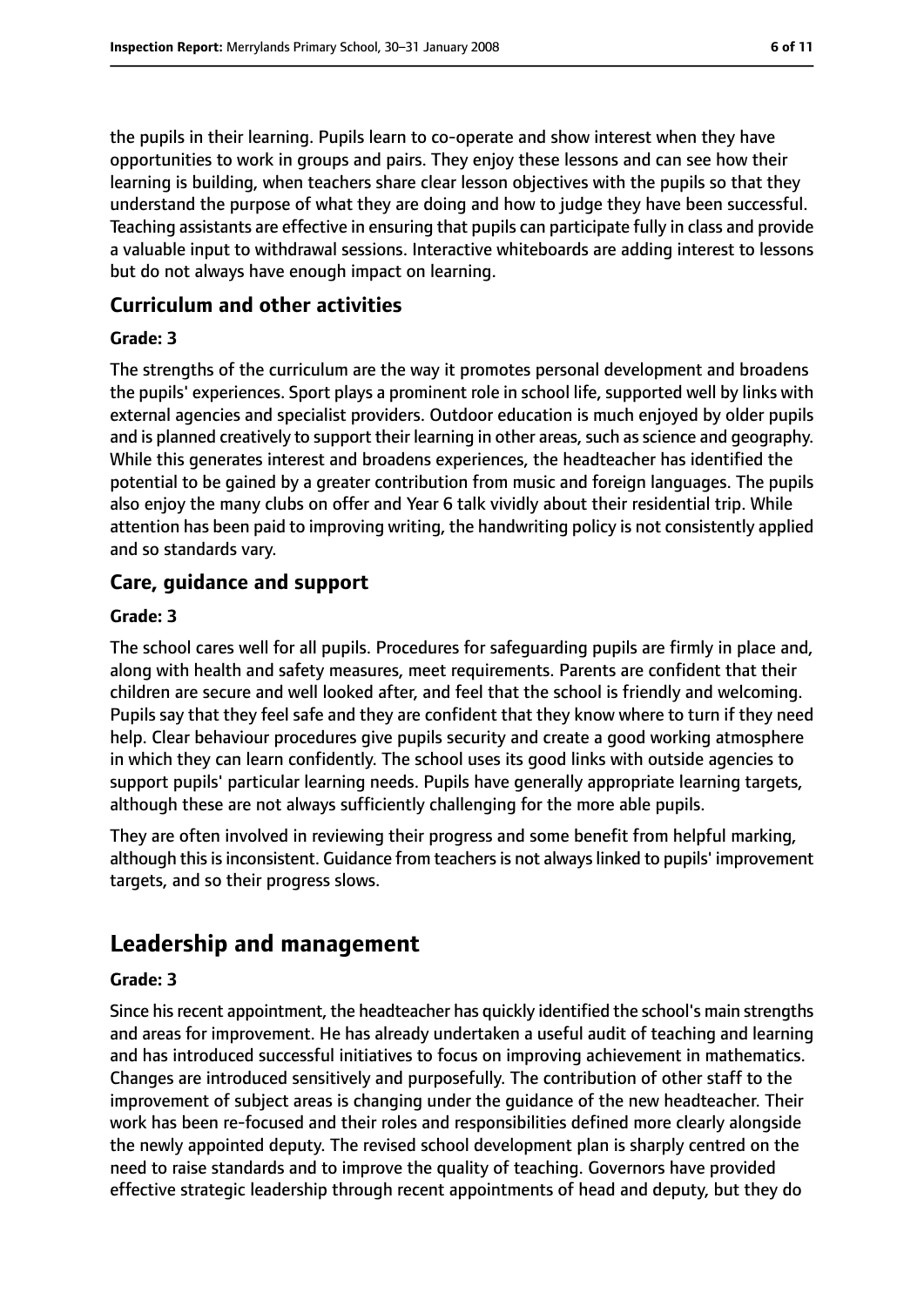the pupils in their learning. Pupils learn to co-operate and show interest when they have opportunities to work in groups and pairs. They enjoy these lessons and can see how their learning is building, when teachers share clear lesson objectives with the pupils so that they understand the purpose of what they are doing and how to judge they have been successful. Teaching assistants are effective in ensuring that pupils can participate fully in class and provide a valuable input to withdrawal sessions. Interactive whiteboards are adding interest to lessons but do not always have enough impact on learning.

### Curriculum and other activities

#### Grade: 3

The strengths of the curriculum are the way it promotes personal development and broadens the pupils' experiences. Sport plays a prominent role in school life, supported well by links with external agencies and specialist providers. Outdoor education is much enjoyed by older pupils and is planned creatively to support their learning in other areas, such as science and geography. While this generates interest and broadens experiences, the headteacher has identified the potential to be gained by a greater contribution from music and foreign languages. The pupils also enjoy the many clubs on offer and Year 6 talk vividly about their residential trip. While attention has been paid to improving writing, the handwriting policy is not consistently applied and so standards vary.

### Care, guidance and support

#### Grade: 3

The school cares well for all pupils. Procedures for safeguarding pupils are firmly in place and, along with health and safety measures, meet requirements. Parents are confident that their children are secure and well looked after, and feel that the school is friendly and welcoming. Pupils say that they feel safe and they are confident that they know where to turn if they need help. Clear behaviour procedures give pupils security and create a good working atmosphere in which they can learn confidently. The school uses its good links with outside agencies to support pupils' particular learning needs. Pupils have generally appropriate learning targets, although these are not always sufficiently challenging for the more able pupils.

They are often involved in reviewing their progress and some benefit from helpful marking, although this is inconsistent. Guidance from teachers is not always linked to pupils' improvement targets, and so their progress slows.

## Leadership and management

#### Grade: 3

Since his recent appointment, the headteacher has quickly identified the school's main strengths and areas for improvement. He has already undertaken a useful audit of teaching and learning and has introduced successful initiatives to focus on improving achievement in mathematics. Changes are introduced sensitively and purposefully. The contribution of other staff to the improvement of subject areas is changing under the guidance of the new headteacher. Their work has been re-focused and their roles and responsibilities defined more clearly alongside the newly appointed deputy. The revised school development plan is sharply centred on the need to raise standards and to improve the quality of teaching. Governors have provided effective strategic leadership through recent appointments of head and deputy, but they do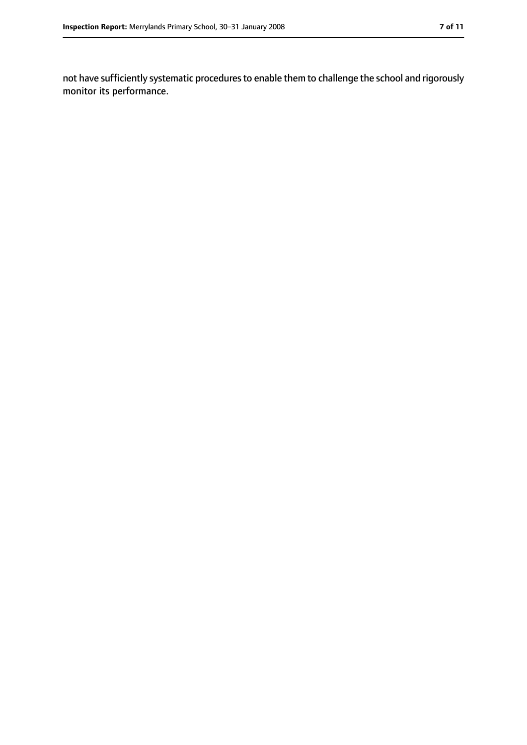not have sufficiently systematic procedures to enable them to challenge the school and rigorously monitor its performance.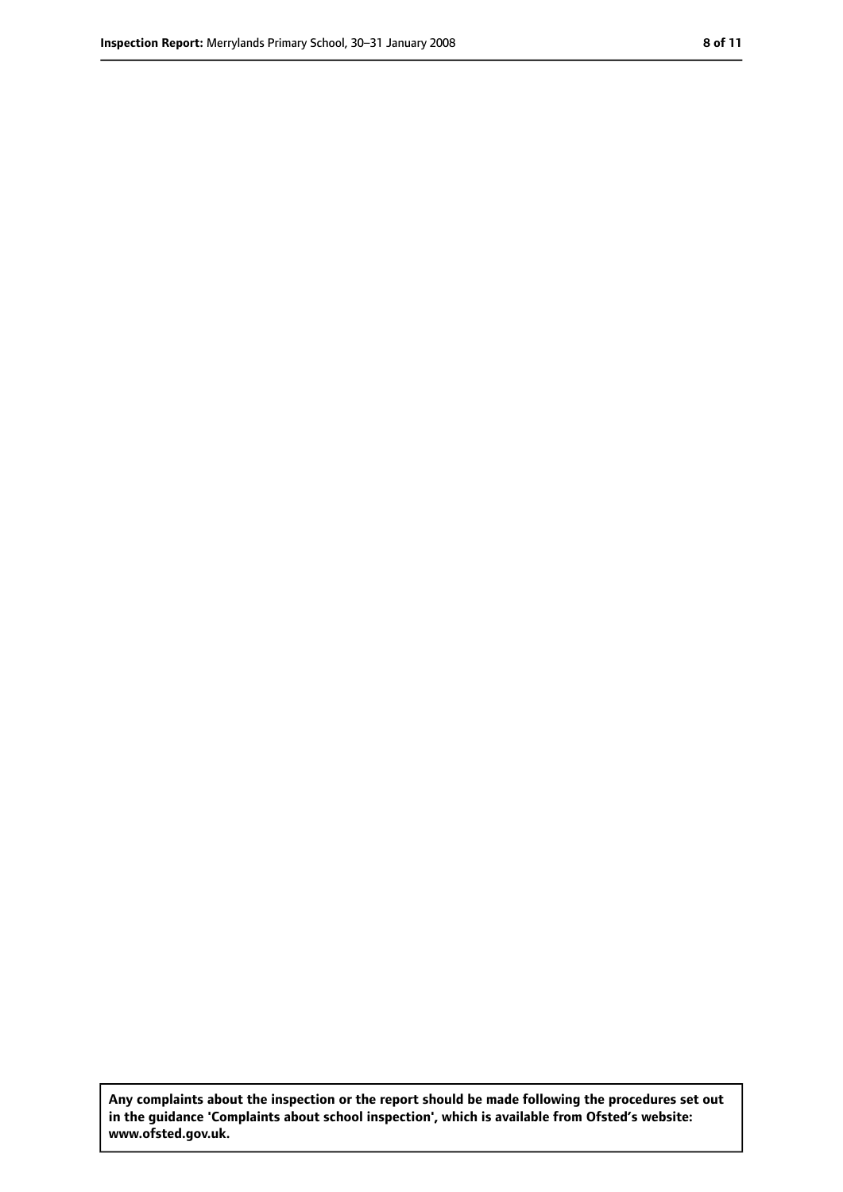**Any complaints about the inspection or the report should be made following the procedures set out in the guidance 'Complaints about school inspection', which is available from Ofsted's website: www.ofsted.gov.uk.**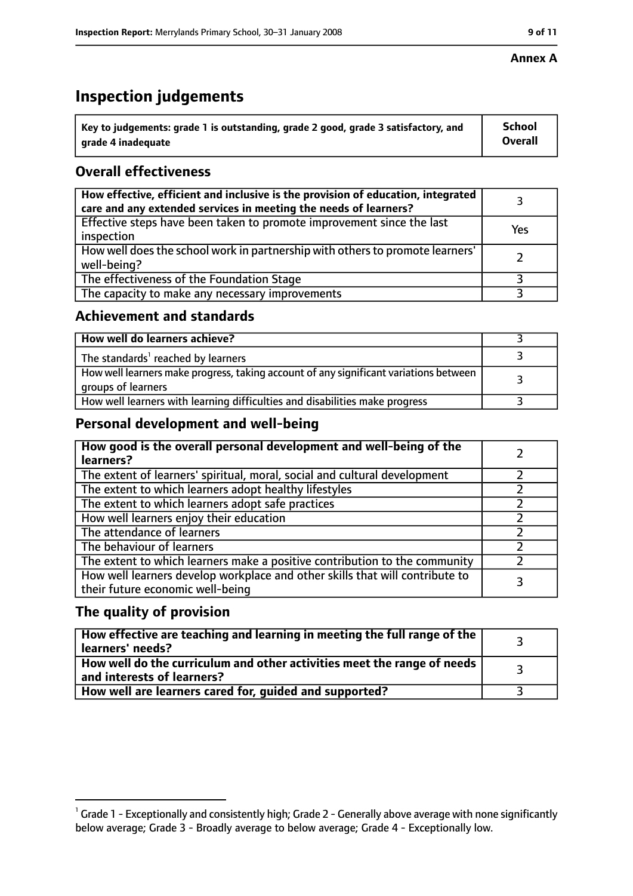**Annex A**

# Inspection judgements

| Key to judgements: grade 1 is outstanding, grade 2 good, grade 3 satisfactory, and grade 4 inadequate | School Overall |
|---|---|

## Overall effectiveness

| | |
|---|---|
| **How effective, efficient and inclusive is the provision of education, integrated care and any extended services in meeting the needs of learners?** | 3 |
| Effective steps have been taken to promote improvement since the last inspection | Yes |
| How well does the school work in partnership with others to promote learners' well-being? | 2 |
| The effectiveness of the Foundation Stage | 3 |
| The capacity to make any necessary improvements | 3 |

## Achievement and standards

| | |
|---|---|
| **How well do learners achieve?** | 3 |
| The standards[1] reached by learners | 3 |
| How well learners make progress, taking account of any significant variations between groups of learners | 3 |
| How well learners with learning difficulties and disabilities make progress | 3 |

## Personal development and well-being

| | |
|---|---|
| **How good is the overall personal development and well-being of the learners?** | 2 |
| The extent of learners' spiritual, moral, social and cultural development | 2 |
| The extent to which learners adopt healthy lifestyles | 2 |
| The extent to which learners adopt safe practices | 2 |
| How well learners enjoy their education | 2 |
| The attendance of learners | 2 |
| The behaviour of learners | 2 |
| The extent to which learners make a positive contribution to the community | 2 |
| How well learners develop workplace and other skills that will contribute to their future economic well-being | 3 |

## The quality of provision

| | |
|---|---|
| **How effective are teaching and learning in meeting the full range of the learners' needs?** | 3 |
| **How well do the curriculum and other activities meet the range of needs and interests of learners?** | 3 |
| **How well are learners cared for, guided and supported?** | 3 |

[1] Grade 1 - Exceptionally and consistently high; Grade 2 - Generally above average with none significantly below average; Grade 3 - Broadly average to below average; Grade 4 - Exceptionally low.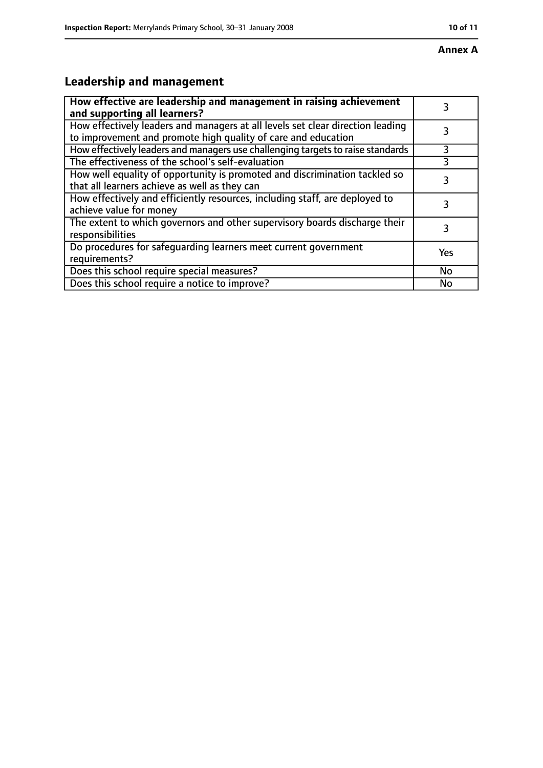**Annex A**

## Leadership and management

| How effective are leadership and management in raising achievement and supporting all learners? | 3 |
|---|---|
| How effectively leaders and managers at all levels set clear direction leading to improvement and promote high quality of care and education | 3 |
| How effectively leaders and managers use challenging targets to raise standards | 3 |
| The effectiveness of the school's self-evaluation | 3 |
| How well equality of opportunity is promoted and discrimination tackled so that all learners achieve as well as they can | 3 |
| How effectively and efficiently resources, including staff, are deployed to achieve value for money | 3 |
| The extent to which governors and other supervisory boards discharge their responsibilities | 3 |
| Do procedures for safeguarding learners meet current government requirements? | Yes |
| Does this school require special measures? | No |
| Does this school require a notice to improve? | No |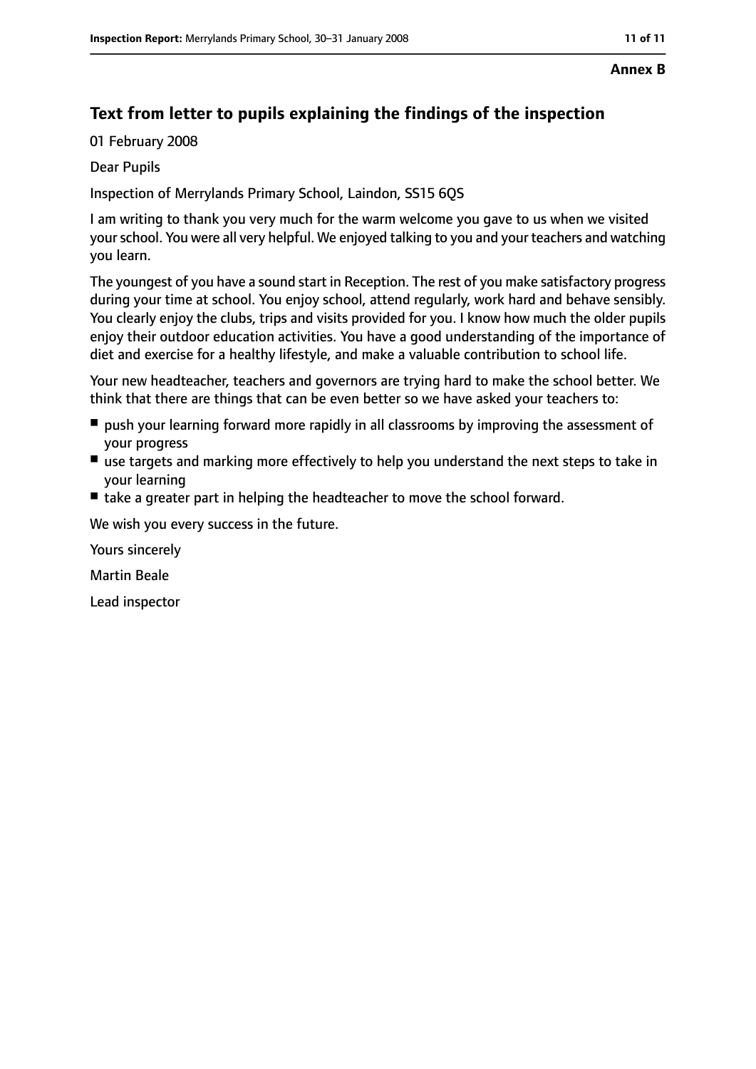**Annex B**

## Text from letter to pupils explaining the findings of the inspection

01 February 2008

Dear Pupils

Inspection of Merrylands Primary School, Laindon, SS15 6QS

I am writing to thank you very much for the warm welcome you gave to us when we visited your school. You were all very helpful. We enjoyed talking to you and your teachers and watching you learn.

The youngest of you have a sound start in Reception. The rest of you make satisfactory progress during your time at school. You enjoy school, attend regularly, work hard and behave sensibly. You clearly enjoy the clubs, trips and visits provided for you. I know how much the older pupils enjoy their outdoor education activities. You have a good understanding of the importance of diet and exercise for a healthy lifestyle, and make a valuable contribution to school life.

Your new headteacher, teachers and governors are trying hard to make the school better. We think that there are things that can be even better so we have asked your teachers to:

- push your learning forward more rapidly in all classrooms by improving the assessment of your progress
- use targets and marking more effectively to help you understand the next steps to take in your learning
- take a greater part in helping the headteacher to move the school forward.

We wish you every success in the future.

Yours sincerely

Martin Beale

Lead inspector